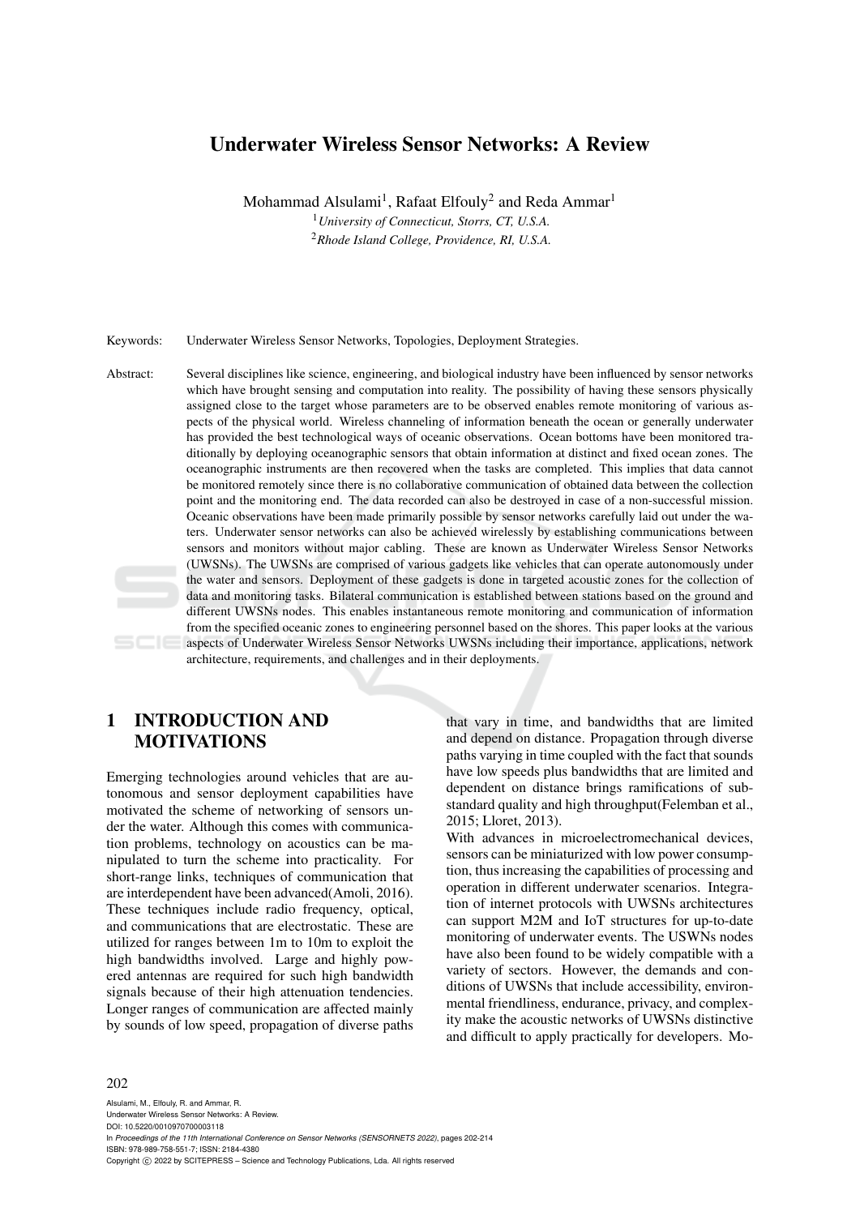# Underwater Wireless Sensor Networks: A Review

Mohammad Alsulami[1], Rafaat Elfouly[2] and Reda Ammar[1]

[1] *University of Connecticut, Storrs, CT, U.S.A.*
[2] *Rhode Island College, Providence, RI, U.S.A.*

Keywords: Underwater Wireless Sensor Networks, Topologies, Deployment Strategies.

Abstract: Several disciplines like science, engineering, and biological industry have been influenced by sensor networks which have brought sensing and computation into reality. The possibility of having these sensors physically assigned close to the target whose parameters are to be observed enables remote monitoring of various aspects of the physical world. Wireless channeling of information beneath the ocean or generally underwater has provided the best technological ways of oceanic observations. Ocean bottoms have been monitored traditionally by deploying oceanographic sensors that obtain information at distinct and fixed ocean zones. The oceanographic instruments are then recovered when the tasks are completed. This implies that data cannot be monitored remotely since there is no collaborative communication of obtained data between the collection point and the monitoring end. The data recorded can also be destroyed in case of a non-successful mission. Oceanic observations have been made primarily possible by sensor networks carefully laid out under the waters. Underwater sensor networks can also be achieved wirelessly by establishing communications between sensors and monitors without major cabling. These are known as Underwater Wireless Sensor Networks (UWSNs). The UWSNs are comprised of various gadgets like vehicles that can operate autonomously under the water and sensors. Deployment of these gadgets is done in targeted acoustic zones for the collection of data and monitoring tasks. Bilateral communication is established between stations based on the ground and different UWSNs nodes. This enables instantaneous remote monitoring and communication of information from the specified oceanic zones to engineering personnel based on the shores. This paper looks at the various aspects of Underwater Wireless Sensor Networks UWSNs including their importance, applications, network architecture, requirements, and challenges and in their deployments.

## 1 INTRODUCTION AND MOTIVATIONS

Emerging technologies around vehicles that are autonomous and sensor deployment capabilities have motivated the scheme of networking of sensors under the water. Although this comes with communication problems, technology on acoustics can be manipulated to turn the scheme into practicality. For short-range links, techniques of communication that are interdependent have been advanced(Amoli, 2016). These techniques include radio frequency, optical, and communications that are electrostatic. These are utilized for ranges between 1m to 10m to exploit the high bandwidths involved. Large and highly powered antennas are required for such high bandwidth signals because of their high attenuation tendencies. Longer ranges of communication are affected mainly by sounds of low speed, propagation of diverse paths that vary in time, and bandwidths that are limited and depend on distance. Propagation through diverse paths varying in time coupled with the fact that sounds have low speeds plus bandwidths that are limited and dependent on distance brings ramifications of substandard quality and high throughput(Felemban et al., 2015; Lloret, 2013).

With advances in microelectromechanical devices, sensors can be miniaturized with low power consumption, thus increasing the capabilities of processing and operation in different underwater scenarios. Integration of internet protocols with UWSNs architectures can support M2M and IoT structures for up-to-date monitoring of underwater events. The USWNs nodes have also been found to be widely compatible with a variety of sectors. However, the demands and conditions of UWSNs that include accessibility, environmental friendliness, endurance, privacy, and complexity make the acoustic networks of UWSNs distinctive and difficult to apply practically for developers. Mo-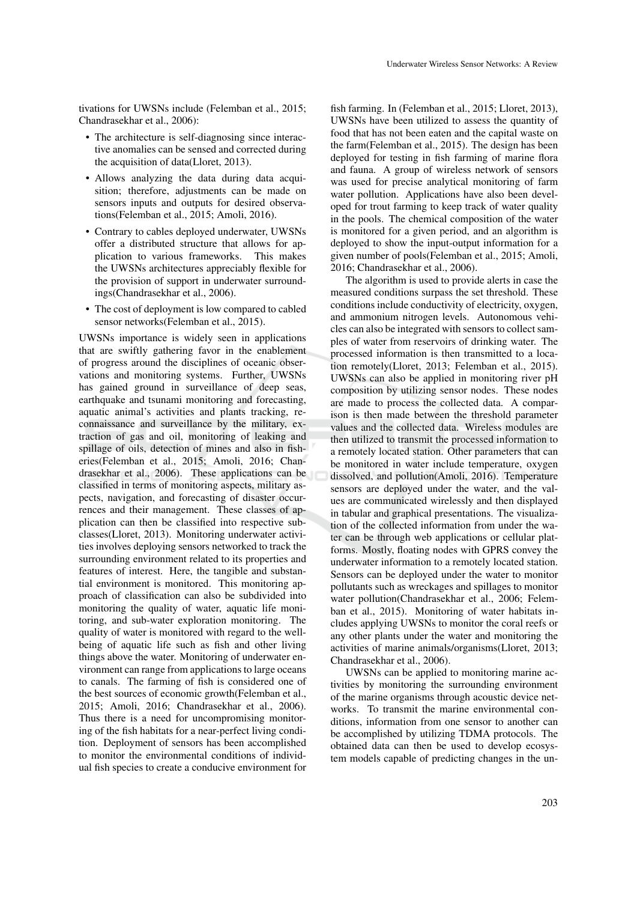tivations for UWSNs include (Felemban et al., 2015; Chandrasekhar et al., 2006):

- The architecture is self-diagnosing since interactive anomalies can be sensed and corrected during the acquisition of data(Lloret, 2013).
- Allows analyzing the data during data acquisition; therefore, adjustments can be made on sensors inputs and outputs for desired observations(Felemban et al., 2015; Amoli, 2016).
- Contrary to cables deployed underwater, UWSNs offer a distributed structure that allows for application to various frameworks. This makes the UWSNs architectures appreciably flexible for the provision of support in underwater surroundings(Chandrasekhar et al., 2006).
- The cost of deployment is low compared to cabled sensor networks(Felemban et al., 2015).

UWSNs importance is widely seen in applications that are swiftly gathering favor in the enablement of progress around the disciplines of oceanic observations and monitoring systems. Further, UWSNs has gained ground in surveillance of deep seas, earthquake and tsunami monitoring and forecasting, aquatic animal's activities and plants tracking, reconnaissance and surveillance by the military, extraction of gas and oil, monitoring of leaking and spillage of oils, detection of mines and also in fisheries(Felemban et al., 2015; Amoli, 2016; Chandrasekhar et al., 2006). These applications can be classified in terms of monitoring aspects, military aspects, navigation, and forecasting of disaster occurrences and their management. These classes of application can then be classified into respective subclasses(Lloret, 2013). Monitoring underwater activities involves deploying sensors networked to track the surrounding environment related to its properties and features of interest. Here, the tangible and substantial environment is monitored. This monitoring approach of classification can also be subdivided into monitoring the quality of water, aquatic life monitoring, and sub-water exploration monitoring. The quality of water is monitored with regard to the wellbeing of aquatic life such as fish and other living things above the water. Monitoring of underwater environment can range from applications to large oceans to canals. The farming of fish is considered one of the best sources of economic growth(Felemban et al., 2015; Amoli, 2016; Chandrasekhar et al., 2006). Thus there is a need for uncompromising monitoring of the fish habitats for a near-perfect living condition. Deployment of sensors has been accomplished to monitor the environmental conditions of individual fish species to create a conducive environment for fish farming. In (Felemban et al., 2015; Lloret, 2013), UWSNs have been utilized to assess the quantity of food that has not been eaten and the capital waste on the farm(Felemban et al., 2015). The design has been deployed for testing in fish farming of marine flora and fauna. A group of wireless network of sensors was used for precise analytical monitoring of farm water pollution. Applications have also been developed for trout farming to keep track of water quality in the pools. The chemical composition of the water is monitored for a given period, and an algorithm is deployed to show the input-output information for a given number of pools(Felemban et al., 2015; Amoli, 2016; Chandrasekhar et al., 2006).

The algorithm is used to provide alerts in case the measured conditions surpass the set threshold. These conditions include conductivity of electricity, oxygen, and ammonium nitrogen levels. Autonomous vehicles can also be integrated with sensors to collect samples of water from reservoirs of drinking water. The processed information is then transmitted to a location remotely(Lloret, 2013; Felemban et al., 2015). UWSNs can also be applied in monitoring river pH composition by utilizing sensor nodes. These nodes are made to process the collected data. A comparison is then made between the threshold parameter values and the collected data. Wireless modules are then utilized to transmit the processed information to a remotely located station. Other parameters that can be monitored in water include temperature, oxygen dissolved, and pollution(Amoli, 2016). Temperature sensors are deployed under the water, and the values are communicated wirelessly and then displayed in tabular and graphical presentations. The visualization of the collected information from under the water can be through web applications or cellular platforms. Mostly, floating nodes with GPRS convey the underwater information to a remotely located station. Sensors can be deployed under the water to monitor pollutants such as wreckages and spillages to monitor water pollution(Chandrasekhar et al., 2006; Felemban et al., 2015). Monitoring of water habitats includes applying UWSNs to monitor the coral reefs or any other plants under the water and monitoring the activities of marine animals/organisms(Lloret, 2013; Chandrasekhar et al., 2006).

UWSNs can be applied to monitoring marine activities by monitoring the surrounding environment of the marine organisms through acoustic device networks. To transmit the marine environmental conditions, information from one sensor to another can be accomplished by utilizing TDMA protocols. The obtained data can then be used to develop ecosystem models capable of predicting changes in the un-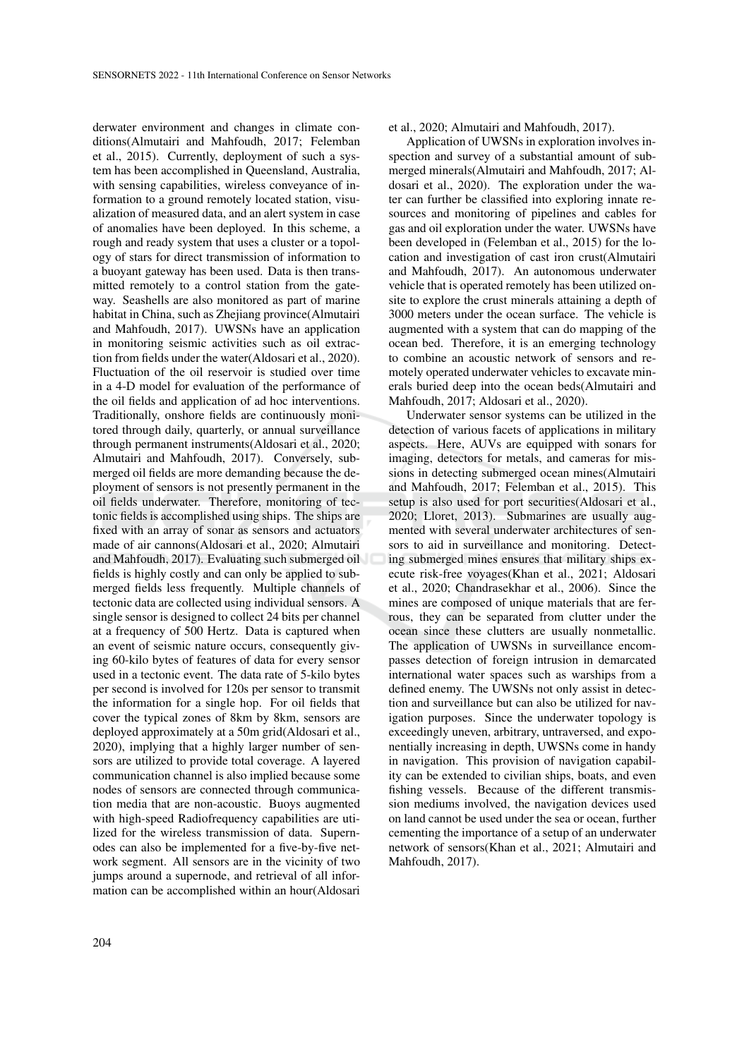derwater environment and changes in climate conditions(Almutairi and Mahfoudh, 2017; Felemban et al., 2015). Currently, deployment of such a system has been accomplished in Queensland, Australia, with sensing capabilities, wireless conveyance of information to a ground remotely located station, visualization of measured data, and an alert system in case of anomalies have been deployed. In this scheme, a rough and ready system that uses a cluster or a topology of stars for direct transmission of information to a buoyant gateway has been used. Data is then transmitted remotely to a control station from the gateway. Seashells are also monitored as part of marine habitat in China, such as Zhejiang province(Almutairi and Mahfoudh, 2017). UWSNs have an application in monitoring seismic activities such as oil extraction from fields under the water(Aldosari et al., 2020). Fluctuation of the oil reservoir is studied over time in a 4-D model for evaluation of the performance of the oil fields and application of ad hoc interventions. Traditionally, onshore fields are continuously monitored through daily, quarterly, or annual surveillance through permanent instruments(Aldosari et al., 2020; Almutairi and Mahfoudh, 2017). Conversely, submerged oil fields are more demanding because the deployment of sensors is not presently permanent in the oil fields underwater. Therefore, monitoring of tectonic fields is accomplished using ships. The ships are fixed with an array of sonar as sensors and actuators made of air cannons(Aldosari et al., 2020; Almutairi and Mahfoudh, 2017). Evaluating such submerged oil fields is highly costly and can only be applied to submerged fields less frequently. Multiple channels of tectonic data are collected using individual sensors. A single sensor is designed to collect 24 bits per channel at a frequency of 500 Hertz. Data is captured when an event of seismic nature occurs, consequently giving 60-kilo bytes of features of data for every sensor used in a tectonic event. The data rate of 5-kilo bytes per second is involved for 120s per sensor to transmit the information for a single hop. For oil fields that cover the typical zones of 8km by 8km, sensors are deployed approximately at a 50m grid(Aldosari et al., 2020), implying that a highly larger number of sensors are utilized to provide total coverage. A layered communication channel is also implied because some nodes of sensors are connected through communication media that are non-acoustic. Buoys augmented with high-speed Radiofrequency capabilities are utilized for the wireless transmission of data. Supernodes can also be implemented for a five-by-five network segment. All sensors are in the vicinity of two jumps around a supernode, and retrieval of all information can be accomplished within an hour(Aldosari et al., 2020; Almutairi and Mahfoudh, 2017).

Application of UWSNs in exploration involves inspection and survey of a substantial amount of submerged minerals(Almutairi and Mahfoudh, 2017; Aldosari et al., 2020). The exploration under the water can further be classified into exploring innate resources and monitoring of pipelines and cables for gas and oil exploration under the water. UWSNs have been developed in (Felemban et al., 2015) for the location and investigation of cast iron crust(Almutairi and Mahfoudh, 2017). An autonomous underwater vehicle that is operated remotely has been utilized onsite to explore the crust minerals attaining a depth of 3000 meters under the ocean surface. The vehicle is augmented with a system that can do mapping of the ocean bed. Therefore, it is an emerging technology to combine an acoustic network of sensors and remotely operated underwater vehicles to excavate minerals buried deep into the ocean beds(Almutairi and Mahfoudh, 2017; Aldosari et al., 2020).

Underwater sensor systems can be utilized in the detection of various facets of applications in military aspects. Here, AUVs are equipped with sonars for imaging, detectors for metals, and cameras for missions in detecting submerged ocean mines(Almutairi and Mahfoudh, 2017; Felemban et al., 2015). This setup is also used for port securities(Aldosari et al., 2020; Lloret, 2013). Submarines are usually augmented with several underwater architectures of sensors to aid in surveillance and monitoring. Detecting submerged mines ensures that military ships execute risk-free voyages(Khan et al., 2021; Aldosari et al., 2020; Chandrasekhar et al., 2006). Since the mines are composed of unique materials that are ferrous, they can be separated from clutter under the ocean since these clutters are usually nonmetallic. The application of UWSNs in surveillance encompasses detection of foreign intrusion in demarcated international water spaces such as warships from a defined enemy. The UWSNs not only assist in detection and surveillance but can also be utilized for navigation purposes. Since the underwater topology is exceedingly uneven, arbitrary, untraversed, and exponentially increasing in depth, UWSNs come in handy in navigation. This provision of navigation capability can be extended to civilian ships, boats, and even fishing vessels. Because of the different transmission mediums involved, the navigation devices used on land cannot be used under the sea or ocean, further cementing the importance of a setup of an underwater network of sensors(Khan et al., 2021; Almutairi and Mahfoudh, 2017).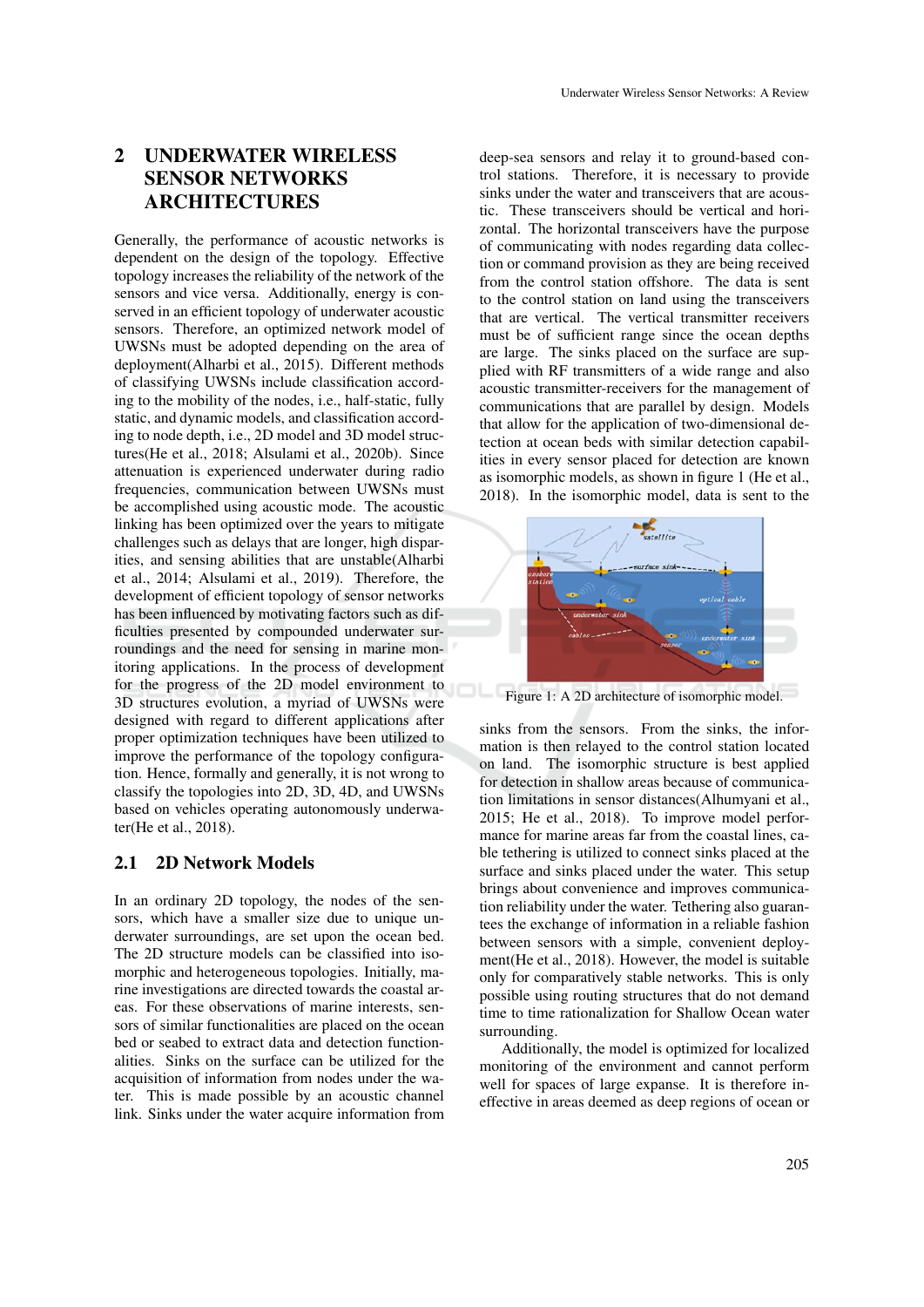## 2 UNDERWATER WIRELESS SENSOR NETWORKS ARCHITECTURES

Generally, the performance of acoustic networks is dependent on the design of the topology. Effective topology increases the reliability of the network of the sensors and vice versa. Additionally, energy is conserved in an efficient topology of underwater acoustic sensors. Therefore, an optimized network model of UWSNs must be adopted depending on the area of deployment(Alharbi et al., 2015). Different methods of classifying UWSNs include classification according to the mobility of the nodes, i.e., half-static, fully static, and dynamic models, and classification according to node depth, i.e., 2D model and 3D model structures(He et al., 2018; Alsulami et al., 2020b). Since attenuation is experienced underwater during radio frequencies, communication between UWSNs must be accomplished using acoustic mode. The acoustic linking has been optimized over the years to mitigate challenges such as delays that are longer, high disparities, and sensing abilities that are unstable(Alharbi et al., 2014; Alsulami et al., 2019). Therefore, the development of efficient topology of sensor networks has been influenced by motivating factors such as difficulties presented by compounded underwater surroundings and the need for sensing in marine monitoring applications. In the process of development for the progress of the 2D model environment to 3D structures evolution, a myriad of UWSNs were designed with regard to different applications after proper optimization techniques have been utilized to improve the performance of the topology configuration. Hence, formally and generally, it is not wrong to classify the topologies into 2D, 3D, 4D, and UWSNs based on vehicles operating autonomously underwater(He et al., 2018).

### 2.1 2D Network Models

In an ordinary 2D topology, the nodes of the sensors, which have a smaller size due to unique underwater surroundings, are set upon the ocean bed. The 2D structure models can be classified into isomorphic and heterogeneous topologies. Initially, marine investigations are directed towards the coastal areas. For these observations of marine interests, sensors of similar functionalities are placed on the ocean bed or seabed to extract data and detection functionalities. Sinks on the surface can be utilized for the acquisition of information from nodes under the water. This is made possible by an acoustic channel link. Sinks under the water acquire information from deep-sea sensors and relay it to ground-based control stations. Therefore, it is necessary to provide sinks under the water and transceivers that are acoustic. These transceivers should be vertical and horizontal. The horizontal transceivers have the purpose of communicating with nodes regarding data collection or command provision as they are being received from the control station offshore. The data is sent to the control station on land using the transceivers that are vertical. The vertical transmitter receivers must be of sufficient range since the ocean depths are large. The sinks placed on the surface are supplied with RF transmitters of a wide range and also acoustic transmitter-receivers for the management of communications that are parallel by design. Models that allow for the application of two-dimensional detection at ocean beds with similar detection capabilities in every sensor placed for detection are known as isomorphic models, as shown in figure 1 (He et al., 2018). In the isomorphic model, data is sent to the sinks from the sensors. From the sinks, the information is then relayed to the control station located on land. The isomorphic structure is best applied for detection in shallow areas because of communication limitations in sensor distances(Alhumyani et al., 2015; He et al., 2018). To improve model performance for marine areas far from the coastal lines, cable tethering is utilized to connect sinks placed at the surface and sinks placed under the water. This setup brings about convenience and improves communication reliability under the water. Tethering also guarantees the exchange of information in a reliable fashion between sensors with a simple, convenient deployment(He et al., 2018). However, the model is suitable only for comparatively stable networks. This is only possible using routing structures that do not demand time to time rationalization for Shallow Ocean water surrounding.

Figure 1: A 2D architecture of isomorphic model.

Additionally, the model is optimized for localized monitoring of the environment and cannot perform well for spaces of large expanse. It is therefore ineffective in areas deemed as deep regions of ocean or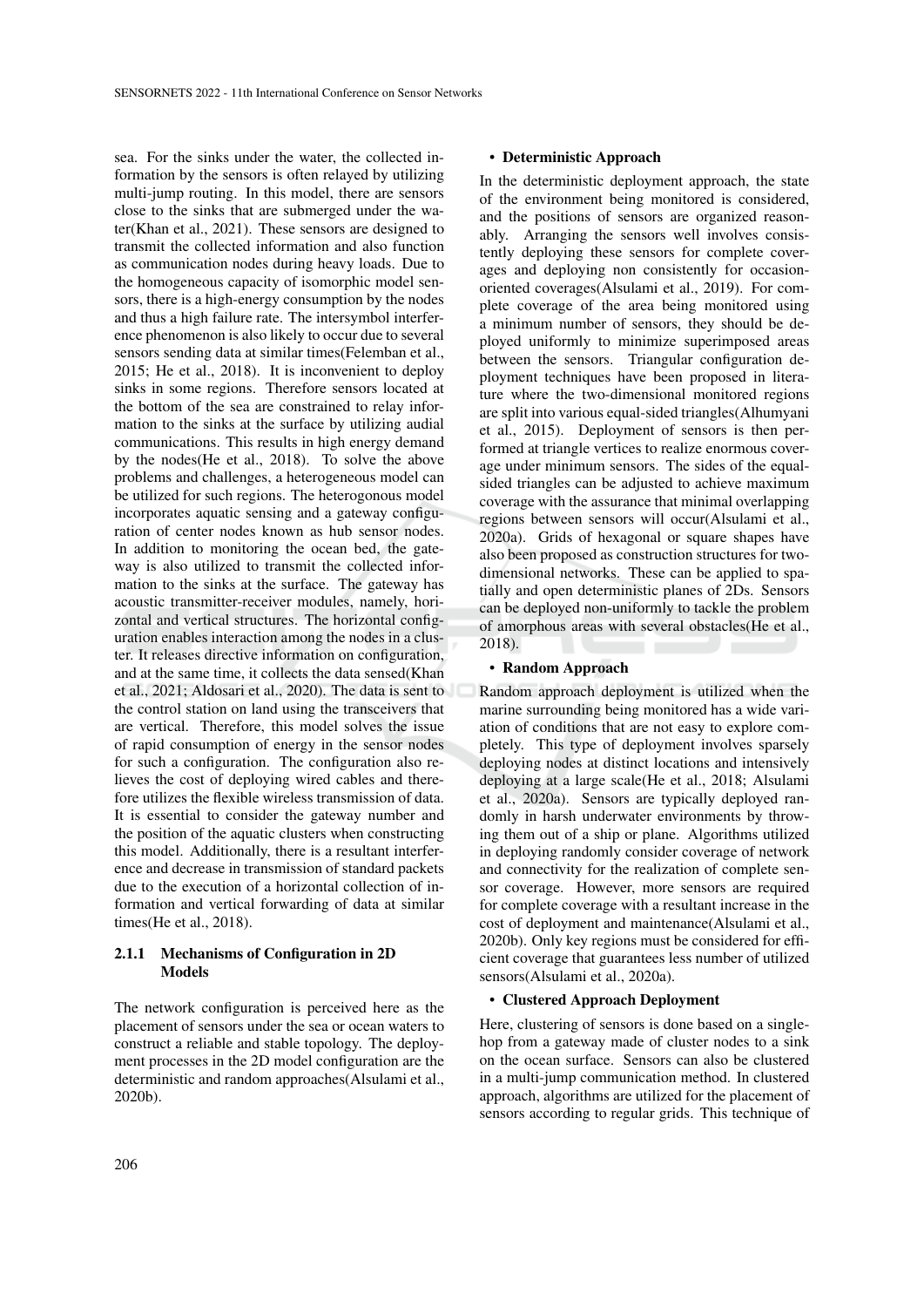sea. For the sinks under the water, the collected information by the sensors is often relayed by utilizing multi-jump routing. In this model, there are sensors close to the sinks that are submerged under the water(Khan et al., 2021). These sensors are designed to transmit the collected information and also function as communication nodes during heavy loads. Due to the homogeneous capacity of isomorphic model sensors, there is a high-energy consumption by the nodes and thus a high failure rate. The intersymbol interference phenomenon is also likely to occur due to several sensors sending data at similar times(Felemban et al., 2015; He et al., 2018). It is inconvenient to deploy sinks in some regions. Therefore sensors located at the bottom of the sea are constrained to relay information to the sinks at the surface by utilizing audial communications. This results in high energy demand by the nodes(He et al., 2018). To solve the above problems and challenges, a heterogeneous model can be utilized for such regions. The heterogonous model incorporates aquatic sensing and a gateway configuration of center nodes known as hub sensor nodes. In addition to monitoring the ocean bed, the gateway is also utilized to transmit the collected information to the sinks at the surface. The gateway has acoustic transmitter-receiver modules, namely, horizontal and vertical structures. The horizontal configuration enables interaction among the nodes in a cluster. It releases directive information on configuration, and at the same time, it collects the data sensed(Khan et al., 2021; Aldosari et al., 2020). The data is sent to the control station on land using the transceivers that are vertical. Therefore, this model solves the issue of rapid consumption of energy in the sensor nodes for such a configuration. The configuration also relieves the cost of deploying wired cables and therefore utilizes the flexible wireless transmission of data. It is essential to consider the gateway number and the position of the aquatic clusters when constructing this model. Additionally, there is a resultant interference and decrease in transmission of standard packets due to the execution of a horizontal collection of information and vertical forwarding of data at similar times(He et al., 2018).

#### 2.1.1 Mechanisms of Configuration in 2D Models

The network configuration is perceived here as the placement of sensors under the sea or ocean waters to construct a reliable and stable topology. The deployment processes in the 2D model configuration are the deterministic and random approaches(Alsulami et al., 2020b).

- **Deterministic Approach**

In the deterministic deployment approach, the state of the environment being monitored is considered, and the positions of sensors are organized reasonably. Arranging the sensors well involves consistently deploying these sensors for complete coverages and deploying non consistently for occasion-oriented coverages(Alsulami et al., 2019). For complete coverage of the area being monitored using a minimum number of sensors, they should be deployed uniformly to minimize superimposed areas between the sensors. Triangular configuration deployment techniques have been proposed in literature where the two-dimensional monitored regions are split into various equal-sided triangles(Alhumyani et al., 2015). Deployment of sensors is then performed at triangle vertices to realize enormous coverage under minimum sensors. The sides of the equal-sided triangles can be adjusted to achieve maximum coverage with the assurance that minimal overlapping regions between sensors will occur(Alsulami et al., 2020a). Grids of hexagonal or square shapes have also been proposed as construction structures for two-dimensional networks. These can be applied to spatially and open deterministic planes of 2Ds. Sensors can be deployed non-uniformly to tackle the problem of amorphous areas with several obstacles(He et al., 2018).

- **Random Approach**

Random approach deployment is utilized when the marine surrounding being monitored has a wide variation of conditions that are not easy to explore completely. This type of deployment involves sparsely deploying nodes at distinct locations and intensively deploying at a large scale(He et al., 2018; Alsulami et al., 2020a). Sensors are typically deployed randomly in harsh underwater environments by throwing them out of a ship or plane. Algorithms utilized in deploying randomly consider coverage of network and connectivity for the realization of complete sensor coverage. However, more sensors are required for complete coverage with a resultant increase in the cost of deployment and maintenance(Alsulami et al., 2020b). Only key regions must be considered for efficient coverage that guarantees less number of utilized sensors(Alsulami et al., 2020a).

- **Clustered Approach Deployment**

Here, clustering of sensors is done based on a single-hop from a gateway made of cluster nodes to a sink on the ocean surface. Sensors can also be clustered in a multi-jump communication method. In clustered approach, algorithms are utilized for the placement of sensors according to regular grids. This technique of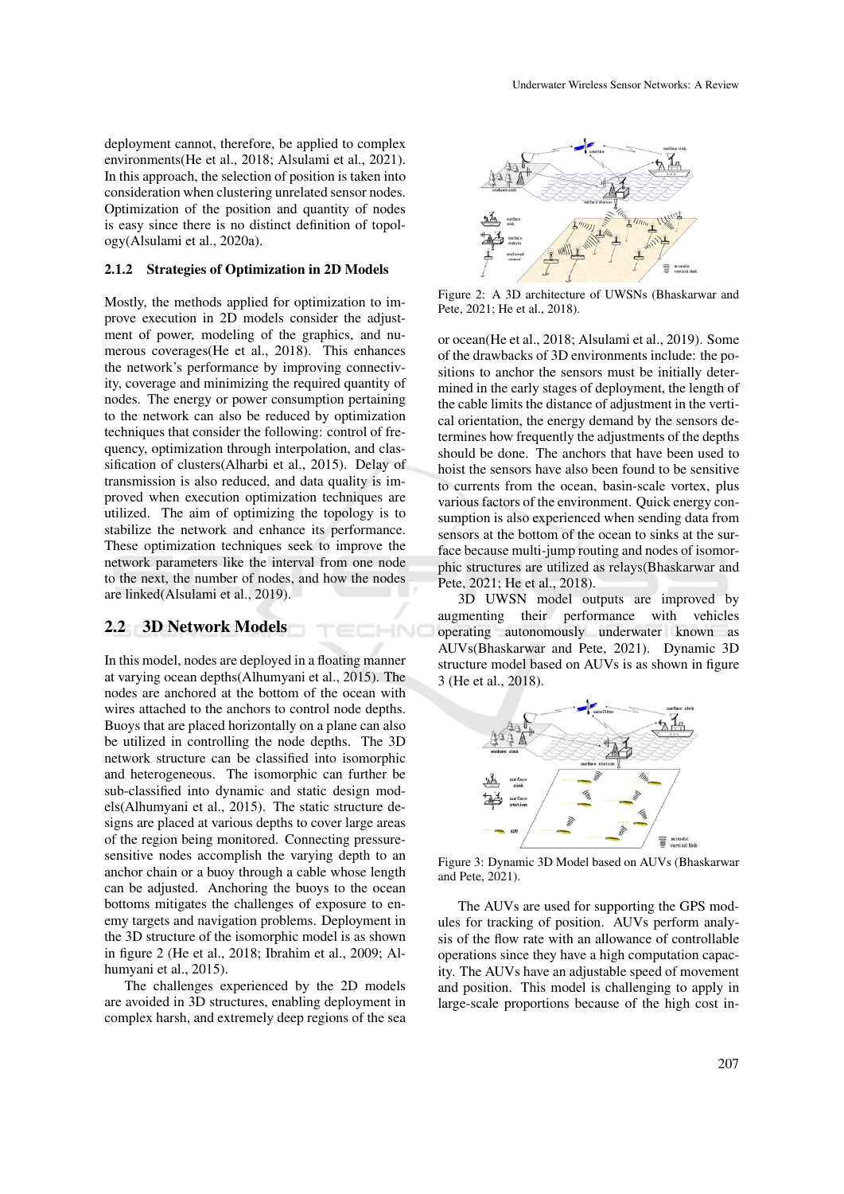deployment cannot, therefore, be applied to complex environments(He et al., 2018; Alsulami et al., 2021). In this approach, the selection of position is taken into consideration when clustering unrelated sensor nodes. Optimization of the position and quantity of nodes is easy since there is no distinct definition of topology(Alsulami et al., 2020a).

### 2.1.2 Strategies of Optimization in 2D Models

Mostly, the methods applied for optimization to improve execution in 2D models consider the adjustment of power, modeling of the graphics, and numerous coverages(He et al., 2018). This enhances the network's performance by improving connectivity, coverage and minimizing the required quantity of nodes. The energy or power consumption pertaining to the network can also be reduced by optimization techniques that consider the following: control of frequency, optimization through interpolation, and classification of clusters(Alharbi et al., 2015). Delay of transmission is also reduced, and data quality is improved when execution optimization techniques are utilized. The aim of optimizing the topology is to stabilize the network and enhance its performance. These optimization techniques seek to improve the network parameters like the interval from one node to the next, the number of nodes, and how the nodes are linked(Alsulami et al., 2019).

## 2.2 3D Network Models

In this model, nodes are deployed in a floating manner at varying ocean depths(Alhumyani et al., 2015). The nodes are anchored at the bottom of the ocean with wires attached to the anchors to control node depths. Buoys that are placed horizontally on a plane can also be utilized in controlling the node depths. The 3D network structure can be classified into isomorphic and heterogeneous. The isomorphic can further be sub-classified into dynamic and static design models(Alhumyani et al., 2015). The static structure designs are placed at various depths to cover large areas of the region being monitored. Connecting pressure-sensitive nodes accomplish the varying depth to an anchor chain or a buoy through a cable whose length can be adjusted. Anchoring the buoys to the ocean bottoms mitigates the challenges of exposure to enemy targets and navigation problems. Deployment in the 3D structure of the isomorphic model is as shown in figure 2 (He et al., 2018; Ibrahim et al., 2009; Alhumyani et al., 2015).

The challenges experienced by the 2D models are avoided in 3D structures, enabling deployment in complex harsh, and extremely deep regions of the sea or ocean(He et al., 2018; Alsulami et al., 2019). Some of the drawbacks of 3D environments include: the positions to anchor the sensors must be initially determined in the early stages of deployment, the length of the cable limits the distance of adjustment in the vertical orientation, the energy demand by the sensors determines how frequently the adjustments of the depths should be done. The anchors that have been used to hoist the sensors have also been found to be sensitive to currents from the ocean, basin-scale vortex, plus various factors of the environment. Quick energy consumption is also experienced when sending data from sensors at the bottom of the ocean to sinks at the surface because multi-jump routing and nodes of isomorphic structures are utilized as relays(Bhaskarwar and Pete, 2021; He et al., 2018).

Figure 2: A 3D architecture of UWSNs (Bhaskarwar and Pete, 2021; He et al., 2018).

3D UWSN model outputs are improved by augmenting their performance with vehicles operating autonomously underwater known as AUVs(Bhaskarwar and Pete, 2021). Dynamic 3D structure model based on AUVs is as shown in figure 3 (He et al., 2018).

Figure 3: Dynamic 3D Model based on AUVs (Bhaskarwar and Pete, 2021).

The AUVs are used for supporting the GPS modules for tracking of position. AUVs perform analysis of the flow rate with an allowance of controllable operations since they have a high computation capacity. The AUVs have an adjustable speed of movement and position. This model is challenging to apply in large-scale proportions because of the high cost in-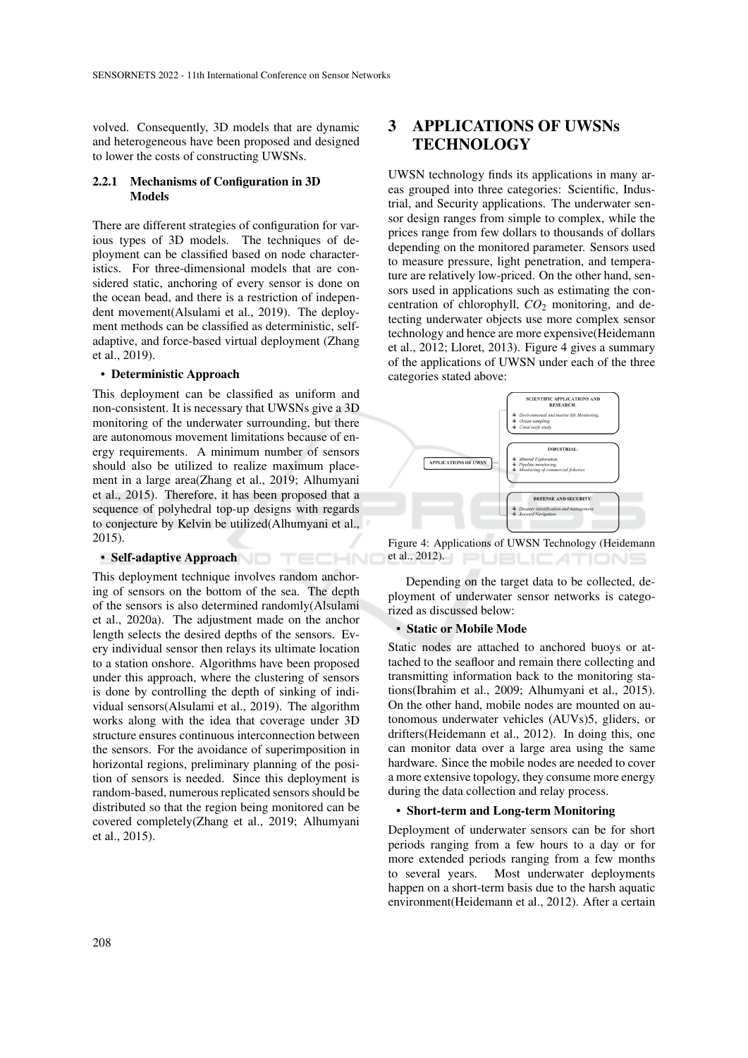volved. Consequently, 3D models that are dynamic and heterogeneous have been proposed and designed to lower the costs of constructing UWSNs.

#### 2.2.1 Mechanisms of Configuration in 3D Models

There are different strategies of configuration for various types of 3D models. The techniques of deployment can be classified based on node characteristics. For three-dimensional models that are considered static, anchoring of every sensor is done on the ocean bead, and there is a restriction of independent movement(Alsulami et al., 2019). The deployment methods can be classified as deterministic, self-adaptive, and force-based virtual deployment (Zhang et al., 2019).

- **Deterministic Approach**

This deployment can be classified as uniform and non-consistent. It is necessary that UWSNs give a 3D monitoring of the underwater surrounding, but there are autonomous movement limitations because of energy requirements. A minimum number of sensors should also be utilized to realize maximum placement in a large area(Zhang et al., 2019; Alhumyani et al., 2015). Therefore, it has been proposed that a sequence of polyhedral top-up designs with regards to conjecture by Kelvin be utilized(Alhumyani et al., 2015).

- **Self-adaptive Approach**

This deployment technique involves random anchoring of sensors on the bottom of the sea. The depth of the sensors is also determined randomly(Alsulami et al., 2020a). The adjustment made on the anchor length selects the desired depths of the sensors. Every individual sensor then relays its ultimate location to a station onshore. Algorithms have been proposed under this approach, where the clustering of sensors is done by controlling the depth of sinking of individual sensors(Alsulami et al., 2019). The algorithm works along with the idea that coverage under 3D structure ensures continuous interconnection between the sensors. For the avoidance of superimposition in horizontal regions, preliminary planning of the position of sensors is needed. Since this deployment is random-based, numerous replicated sensors should be distributed so that the region being monitored can be covered completely(Zhang et al., 2019; Alhumyani et al., 2015).

## 3 APPLICATIONS OF UWSNs TECHNOLOGY

UWSN technology finds its applications in many areas grouped into three categories: Scientific, Industrial, and Security applications. The underwater sensor design ranges from simple to complex, while the prices range from few dollars to thousands of dollars depending on the monitored parameter. Sensors used to measure pressure, light penetration, and temperature are relatively low-priced. On the other hand, sensors used in applications such as estimating the concentration of chlorophyll, $CO_2$ monitoring, and detecting underwater objects use more complex sensor technology and hence are more expensive(Heidemann et al., 2012; Lloret, 2013). Figure 4 gives a summary of the applications of UWSN under each of the three categories stated above:

APPLICATIONS OF UWSN

SCIENTIFIC APPLICATIONS AND RESEARCH:
- Environmental and marine life Monitoring.
- Ocean sampling.
- Coral reefs study.

INDUSTRIAL:
- Mineral Exploration.
- Pipeline monitoring.
- Monitoring of commercial fisheries.

DEFENSE AND SECURITY:
- Disaster identification and management.
- Assisted Navigation.

Figure 4: Applications of UWSN Technology (Heidemann et al., 2012).

Depending on the target data to be collected, deployment of underwater sensor networks is categorized as discussed below:

- **Static or Mobile Mode**

Static nodes are attached to anchored buoys or attached to the seafloor and remain there collecting and transmitting information back to the monitoring stations(Ibrahim et al., 2009; Alhumyani et al., 2015). On the other hand, mobile nodes are mounted on autonomous underwater vehicles (AUVs)5, gliders, or drifters(Heidemann et al., 2012). In doing this, one can monitor data over a large area using the same hardware. Since the mobile nodes are needed to cover a more extensive topology, they consume more energy during the data collection and relay process.

- **Short-term and Long-term Monitoring**

Deployment of underwater sensors can be for short periods ranging from a few hours to a day or for more extended periods ranging from a few months to several years. Most underwater deployments happen on a short-term basis due to the harsh aquatic environment(Heidemann et al., 2012). After a certain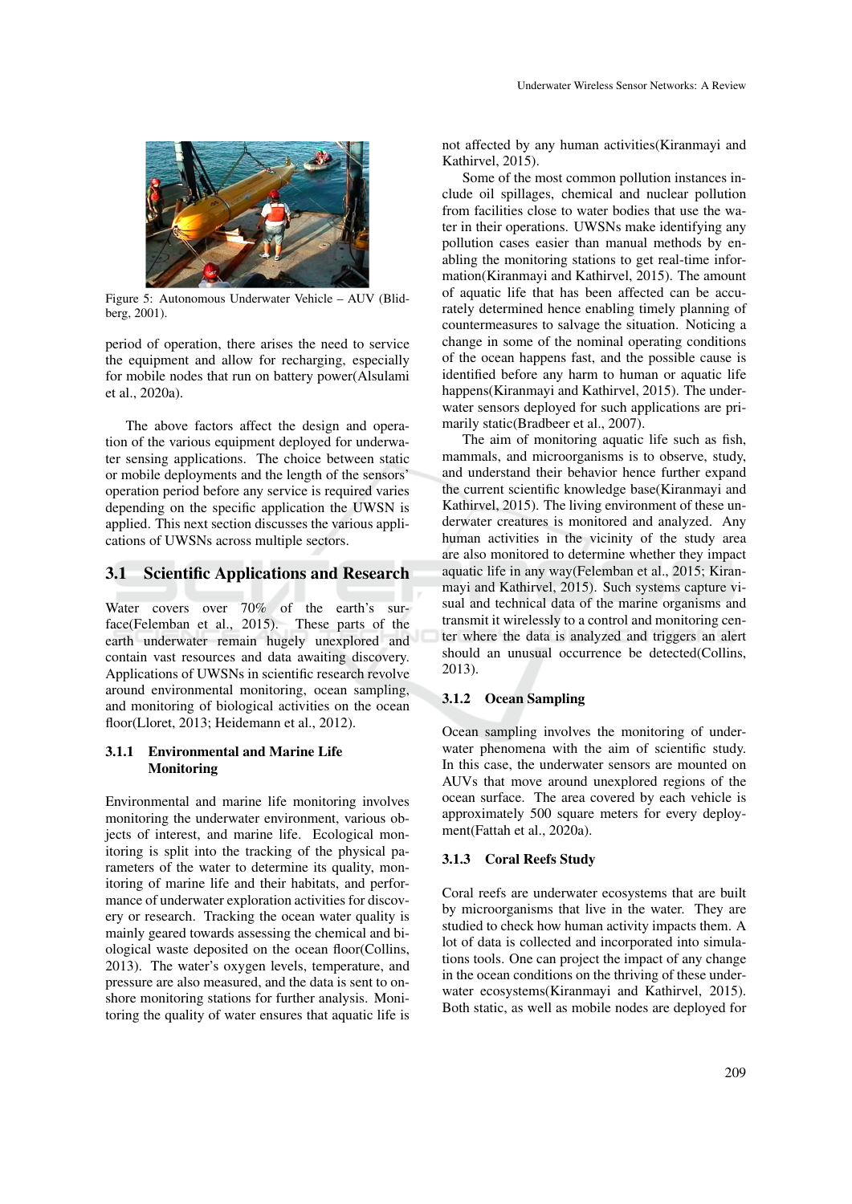Figure 5: Autonomous Underwater Vehicle – AUV (Bildberg, 2001).

period of operation, there arises the need to service the equipment and allow for recharging, especially for mobile nodes that run on battery power(Alsulami et al., 2020a).

The above factors affect the design and operation of the various equipment deployed for underwater sensing applications. The choice between static or mobile deployments and the length of the sensors' operation period before any service is required varies depending on the specific application the UWSN is applied. This next section discusses the various applications of UWSNs across multiple sectors.

## 3.1 Scientific Applications and Research

Water covers over 70% of the earth's surface(Felemban et al., 2015). These parts of the earth underwater remain hugely unexplored and contain vast resources and data awaiting discovery. Applications of UWSNs in scientific research revolve around environmental monitoring, ocean sampling, and monitoring of biological activities on the ocean floor(Lloret, 2013; Heidemann et al., 2012).

### 3.1.1 Environmental and Marine Life Monitoring

Environmental and marine life monitoring involves monitoring the underwater environment, various objects of interest, and marine life. Ecological monitoring is split into the tracking of the physical parameters of the water to determine its quality, monitoring of marine life and their habitats, and performance of underwater exploration activities for discovery or research. Tracking the ocean water quality is mainly geared towards assessing the chemical and biological waste deposited on the ocean floor(Collins, 2013). The water's oxygen levels, temperature, and pressure are also measured, and the data is sent to onshore monitoring stations for further analysis. Monitoring the quality of water ensures that aquatic life is not affected by any human activities(Kiranmayi and Kathirvel, 2015).

Some of the most common pollution instances include oil spillages, chemical and nuclear pollution from facilities close to water bodies that use the water in their operations. UWSNs make identifying any pollution cases easier than manual methods by enabling the monitoring stations to get real-time information(Kiranmayi and Kathirvel, 2015). The amount of aquatic life that has been affected can be accurately determined hence enabling timely planning of countermeasures to salvage the situation. Noticing a change in some of the nominal operating conditions of the ocean happens fast, and the possible cause is identified before any harm to human or aquatic life happens(Kiranmayi and Kathirvel, 2015). The underwater sensors deployed for such applications are primarily static(Bradbeer et al., 2007).

The aim of monitoring aquatic life such as fish, mammals, and microorganisms is to observe, study, and understand their behavior hence further expand the current scientific knowledge base(Kiranmayi and Kathirvel, 2015). The living environment of these underwater creatures is monitored and analyzed. Any human activities in the vicinity of the study area are also monitored to determine whether they impact aquatic life in any way(Felemban et al., 2015; Kiranmayi and Kathirvel, 2015). Such systems capture visual and technical data of the marine organisms and transmit it wirelessly to a control and monitoring center where the data is analyzed and triggers an alert should an unusual occurrence be detected(Collins, 2013).

### 3.1.2 Ocean Sampling

Ocean sampling involves the monitoring of underwater phenomena with the aim of scientific study. In this case, the underwater sensors are mounted on AUVs that move around unexplored regions of the ocean surface. The area covered by each vehicle is approximately 500 square meters for every deployment(Fattah et al., 2020a).

### 3.1.3 Coral Reefs Study

Coral reefs are underwater ecosystems that are built by microorganisms that live in the water. They are studied to check how human activity impacts them. A lot of data is collected and incorporated into simulations tools. One can project the impact of any change in the ocean conditions on the thriving of these underwater ecosystems(Kiranmayi and Kathirvel, 2015). Both static, as well as mobile nodes are deployed for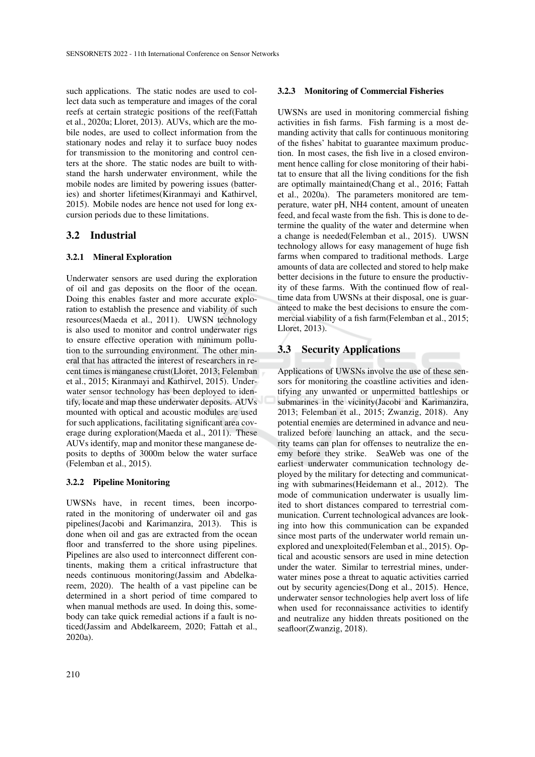such applications. The static nodes are used to collect data such as temperature and images of the coral reefs at certain strategic positions of the reef(Fattah et al., 2020a; Lloret, 2013). AUVs, which are the mobile nodes, are used to collect information from the stationary nodes and relay it to surface buoy nodes for transmission to the monitoring and control centers at the shore. The static nodes are built to withstand the harsh underwater environment, while the mobile nodes are limited by powering issues (batteries) and shorter lifetimes(Kiranmayi and Kathirvel, 2015). Mobile nodes are hence not used for long excursion periods due to these limitations.

## 3.2 Industrial

### 3.2.1 Mineral Exploration

Underwater sensors are used during the exploration of oil and gas deposits on the floor of the ocean. Doing this enables faster and more accurate exploration to establish the presence and viability of such resources(Maeda et al., 2011). UWSN technology is also used to monitor and control underwater rigs to ensure effective operation with minimum pollution to the surrounding environment. The other mineral that has attracted the interest of researchers in recent times is manganese crust(Lloret, 2013; Felemban et al., 2015; Kiranmayi and Kathirvel, 2015). Underwater sensor technology has been deployed to identify, locate and map these underwater deposits. AUVs mounted with optical and acoustic modules are used for such applications, facilitating significant area coverage during exploration(Maeda et al., 2011). These AUVs identify, map and monitor these manganese deposits to depths of 3000m below the water surface (Felemban et al., 2015).

### 3.2.2 Pipeline Monitoring

UWSNs have, in recent times, been incorporated in the monitoring of underwater oil and gas pipelines(Jacobi and Karimanzira, 2013). This is done when oil and gas are extracted from the ocean floor and transferred to the shore using pipelines. Pipelines are also used to interconnect different continents, making them a critical infrastructure that needs continuous monitoring(Jassim and Abdelkareem, 2020). The health of a vast pipeline can be determined in a short period of time compared to when manual methods are used. In doing this, somebody can take quick remedial actions if a fault is noticed(Jassim and Abdelkareem, 2020; Fattah et al., 2020a).

### 3.2.3 Monitoring of Commercial Fisheries

UWSNs are used in monitoring commercial fishing activities in fish farms. Fish farming is a most demanding activity that calls for continuous monitoring of the fishes' habitat to guarantee maximum production. In most cases, the fish live in a closed environment hence calling for close monitoring of their habitat to ensure that all the living conditions for the fish are optimally maintained(Chang et al., 2016; Fattah et al., 2020a). The parameters monitored are temperature, water pH, NH4 content, amount of uneaten feed, and fecal waste from the fish. This is done to determine the quality of the water and determine when a change is needed(Felemban et al., 2015). UWSN technology allows for easy management of huge fish farms when compared to traditional methods. Large amounts of data are collected and stored to help make better decisions in the future to ensure the productivity of these farms. With the continued flow of real-time data from UWSNs at their disposal, one is guaranteed to make the best decisions to ensure the commercial viability of a fish farm(Felemban et al., 2015; Lloret, 2013).

## 3.3 Security Applications

Applications of UWSNs involve the use of these sensors for monitoring the coastline activities and identifying any unwanted or unpermitted battleships or submarines in the vicinity(Jacobi and Karimanzira, 2013; Felemban et al., 2015; Zwanzig, 2018). Any potential enemies are determined in advance and neutralized before launching an attack, and the security teams can plan for offenses to neutralize the enemy before they strike. SeaWeb was one of the earliest underwater communication technology deployed by the military for detecting and communicating with submarines(Heidemann et al., 2012). The mode of communication underwater is usually limited to short distances compared to terrestrial communication. Current technological advances are looking into how this communication can be expanded since most parts of the underwater world remain unexplored and unexploited(Felemban et al., 2015). Optical and acoustic sensors are used in mine detection under the water. Similar to terrestrial mines, underwater mines pose a threat to aquatic activities carried out by security agencies(Dong et al., 2015). Hence, underwater sensor technologies help avert loss of life when used for reconnaissance activities to identify and neutralize any hidden threats positioned on the seafloor(Zwanzig, 2018).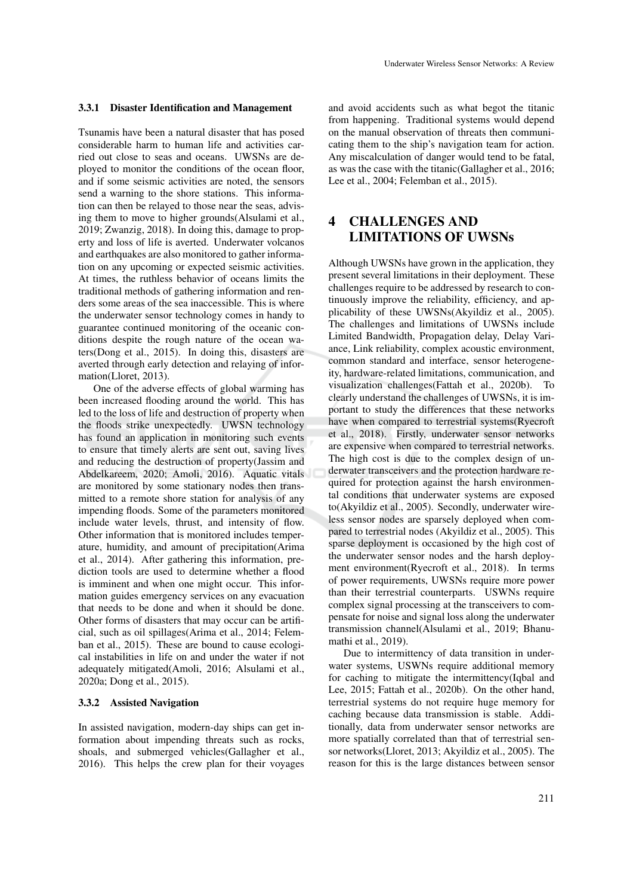#### 3.3.1 Disaster Identification and Management

Tsunamis have been a natural disaster that has posed considerable harm to human life and activities carried out close to seas and oceans. UWSNs are deployed to monitor the conditions of the ocean floor, and if some seismic activities are noted, the sensors send a warning to the shore stations. This information can then be relayed to those near the seas, advising them to move to higher grounds(Alsulami et al., 2019; Zwanzig, 2018). In doing this, damage to property and loss of life is averted. Underwater volcanos and earthquakes are also monitored to gather information on any upcoming or expected seismic activities. At times, the ruthless behavior of oceans limits the traditional methods of gathering information and renders some areas of the sea inaccessible. This is where the underwater sensor technology comes in handy to guarantee continued monitoring of the oceanic conditions despite the rough nature of the ocean waters(Dong et al., 2015). In doing this, disasters are averted through early detection and relaying of information(Lloret, 2013).

One of the adverse effects of global warming has been increased flooding around the world. This has led to the loss of life and destruction of property when the floods strike unexpectedly. UWSN technology has found an application in monitoring such events to ensure that timely alerts are sent out, saving lives and reducing the destruction of property(Jassim and Abdelkareem, 2020; Amoli, 2016). Aquatic vitals are monitored by some stationary nodes then transmitted to a remote shore station for analysis of any impending floods. Some of the parameters monitored include water levels, thrust, and intensity of flow. Other information that is monitored includes temperature, humidity, and amount of precipitation(Arima et al., 2014). After gathering this information, prediction tools are used to determine whether a flood is imminent and when one might occur. This information guides emergency services on any evacuation that needs to be done and when it should be done. Other forms of disasters that may occur can be artificial, such as oil spillages(Arima et al., 2014; Felemban et al., 2015). These are bound to cause ecological instabilities in life on and under the water if not adequately mitigated(Amoli, 2016; Alsulami et al., 2020a; Dong et al., 2015).

#### 3.3.2 Assisted Navigation

In assisted navigation, modern-day ships can get information about impending threats such as rocks, shoals, and submerged vehicles(Gallagher et al., 2016). This helps the crew plan for their voyages and avoid accidents such as what begot the titanic from happening. Traditional systems would depend on the manual observation of threats then communicating them to the ship's navigation team for action. Any miscalculation of danger would tend to be fatal, as was the case with the titanic(Gallagher et al., 2016; Lee et al., 2004; Felemban et al., 2015).

## 4 CHALLENGES AND LIMITATIONS OF UWSNs

Although UWSNs have grown in the application, they present several limitations in their deployment. These challenges require to be addressed by research to continuously improve the reliability, efficiency, and applicability of these UWSNs(Akyildiz et al., 2005). The challenges and limitations of UWSNs include Limited Bandwidth, Propagation delay, Delay Variance, Link reliability, complex acoustic environment, common standard and interface, sensor heterogeneity, hardware-related limitations, communication, and visualization challenges(Fattah et al., 2020b). To clearly understand the challenges of UWSNs, it is important to study the differences that these networks have when compared to terrestrial systems(Ryecroft et al., 2018). Firstly, underwater sensor networks are expensive when compared to terrestrial networks. The high cost is due to the complex design of underwater transceivers and the protection hardware required for protection against the harsh environmental conditions that underwater systems are exposed to(Akyildiz et al., 2005). Secondly, underwater wireless sensor nodes are sparsely deployed when compared to terrestrial nodes (Akyildiz et al., 2005). This sparse deployment is occasioned by the high cost of the underwater sensor nodes and the harsh deployment environment(Ryecroft et al., 2018). In terms of power requirements, UWSNs require more power than their terrestrial counterparts. USWNs require complex signal processing at the transceivers to compensate for noise and signal loss along the underwater transmission channel(Alsulami et al., 2019; Bhanumathi et al., 2019).

Due to intermittency of data transition in underwater systems, USWNs require additional memory for caching to mitigate the intermittency(Iqbal and Lee, 2015; Fattah et al., 2020b). On the other hand, terrestrial systems do not require huge memory for caching because data transmission is stable. Additionally, data from underwater sensor networks are more spatially correlated than that of terrestrial sensor networks(Lloret, 2013; Akyildiz et al., 2005). The reason for this is the large distances between sensor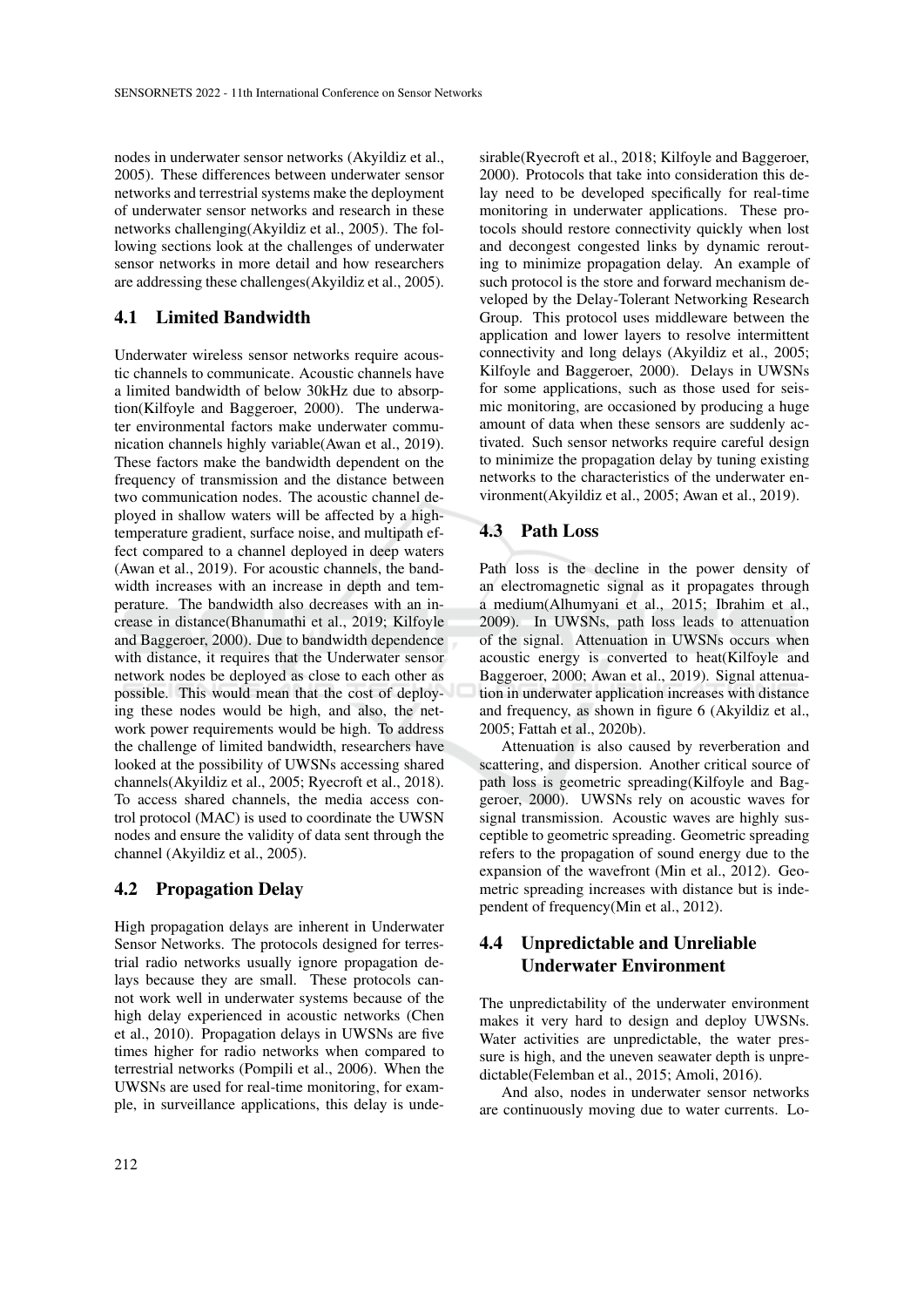nodes in underwater sensor networks (Akyildiz et al., 2005). These differences between underwater sensor networks and terrestrial systems make the deployment of underwater sensor networks and research in these networks challenging(Akyildiz et al., 2005). The following sections look at the challenges of underwater sensor networks in more detail and how researchers are addressing these challenges(Akyildiz et al., 2005).

### 4.1 Limited Bandwidth

Underwater wireless sensor networks require acoustic channels to communicate. Acoustic channels have a limited bandwidth of below 30kHz due to absorption(Kilfoyle and Baggeroer, 2000). The underwater environmental factors make underwater communication channels highly variable(Awan et al., 2019). These factors make the bandwidth dependent on the frequency of transmission and the distance between two communication nodes. The acoustic channel deployed in shallow waters will be affected by a high-temperature gradient, surface noise, and multipath effect compared to a channel deployed in deep waters (Awan et al., 2019). For acoustic channels, the bandwidth increases with an increase in depth and temperature. The bandwidth also decreases with an increase in distance(Bhanumathi et al., 2019; Kilfoyle and Baggeroer, 2000). Due to bandwidth dependence with distance, it requires that the Underwater sensor network nodes be deployed as close to each other as possible. This would mean that the cost of deploying these nodes would be high, and also, the network power requirements would be high. To address the challenge of limited bandwidth, researchers have looked at the possibility of UWSNs accessing shared channels(Akyildiz et al., 2005; Ryecroft et al., 2018). To access shared channels, the media access control protocol (MAC) is used to coordinate the UWSN nodes and ensure the validity of data sent through the channel (Akyildiz et al., 2005).

### 4.2 Propagation Delay

High propagation delays are inherent in Underwater Sensor Networks. The protocols designed for terrestrial radio networks usually ignore propagation delays because they are small. These protocols cannot work well in underwater systems because of the high delay experienced in acoustic networks (Chen et al., 2010). Propagation delays in UWSNs are five times higher for radio networks when compared to terrestrial networks (Pompili et al., 2006). When the UWSNs are used for real-time monitoring, for example, in surveillance applications, this delay is undesirable(Ryecroft et al., 2018; Kilfoyle and Baggeroer, 2000). Protocols that take into consideration this delay need to be developed specifically for real-time monitoring in underwater applications. These protocols should restore connectivity quickly when lost and decongest congested links by dynamic rerouting to minimize propagation delay. An example of such protocol is the store and forward mechanism developed by the Delay-Tolerant Networking Research Group. This protocol uses middleware between the application and lower layers to resolve intermittent connectivity and long delays (Akyildiz et al., 2005; Kilfoyle and Baggeroer, 2000). Delays in UWSNs for some applications, such as those used for seismic monitoring, are occasioned by producing a huge amount of data when these sensors are suddenly activated. Such sensor networks require careful design to minimize the propagation delay by tuning existing networks to the characteristics of the underwater environment(Akyildiz et al., 2005; Awan et al., 2019).

### 4.3 Path Loss

Path loss is the decline in the power density of an electromagnetic signal as it propagates through a medium(Alhumyani et al., 2015; Ibrahim et al., 2009). In UWSNs, path loss leads to attenuation of the signal. Attenuation in UWSNs occurs when acoustic energy is converted to heat(Kilfoyle and Baggeroer, 2000; Awan et al., 2019). Signal attenuation in underwater application increases with distance and frequency, as shown in figure 6 (Akyildiz et al., 2005; Fattah et al., 2020b).

Attenuation is also caused by reverberation and scattering, and dispersion. Another critical source of path loss is geometric spreading(Kilfoyle and Baggeroer, 2000). UWSNs rely on acoustic waves for signal transmission. Acoustic waves are highly susceptible to geometric spreading. Geometric spreading refers to the propagation of sound energy due to the expansion of the wavefront (Min et al., 2012). Geometric spreading increases with distance but is independent of frequency(Min et al., 2012).

### 4.4 Unpredictable and Unreliable Underwater Environment

The unpredictability of the underwater environment makes it very hard to design and deploy UWSNs. Water activities are unpredictable, the water pressure is high, and the uneven seawater depth is unpredictable(Felemban et al., 2015; Amoli, 2016).

And also, nodes in underwater sensor networks are continuously moving due to water currents. Lo-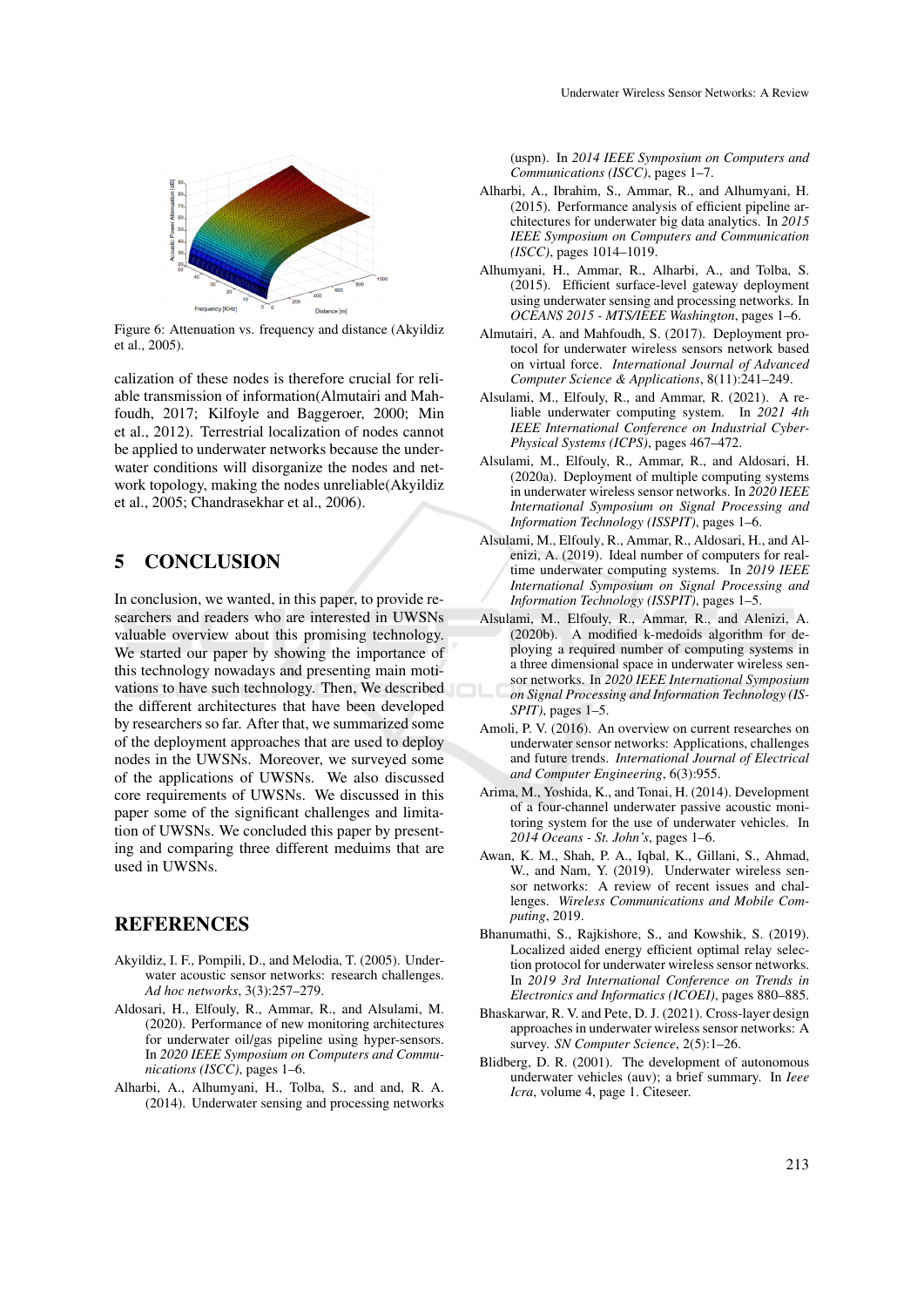Figure 6: Attenuation vs. frequency and distance (Akyildiz et al., 2005).

calization of these nodes is therefore crucial for reliable transmission of information(Almutairi and Mahfoudh, 2017; Kilfoyle and Baggeroer, 2000; Min et al., 2012). Terrestrial localization of nodes cannot be applied to underwater networks because the underwater conditions will disorganize the nodes and network topology, making the nodes unreliable(Akyildiz et al., 2005; Chandrasekhar et al., 2006).

## 5 CONCLUSION

In conclusion, we wanted, in this paper, to provide researchers and readers who are interested in UWSNs valuable overview about this promising technology. We started our paper by showing the importance of this technology nowadays and presenting main motivations to have such technology. Then, We described the different architectures that have been developed by researchers so far. After that, we summarized some of the deployment approaches that are used to deploy nodes in the UWSNs. Moreover, we surveyed some of the applications of UWSNs. We also discussed core requirements of UWSNs. We discussed in this paper some of the significant challenges and limitation of UWSNs. We concluded this paper by presenting and comparing three different meduims that are used in UWSNs.

## REFERENCES

Akyildiz, I. F., Pompili, D., and Melodia, T. (2005). Underwater acoustic sensor networks: research challenges. *Ad hoc networks*, 3(3):257–279.

Aldosari, H., Elfouly, R., Ammar, R., and Alsulami, M. (2020). Performance of new monitoring architectures for underwater oil/gas pipeline using hyper-sensors. In *2020 IEEE Symposium on Computers and Communications (ISCC)*, pages 1–6.

Alharbi, A., Alhumyani, H., Tolba, S., and and, R. A. (2014). Underwater sensing and processing networks (uspn). In *2014 IEEE Symposium on Computers and Communications (ISCC)*, pages 1–7.

Alharbi, A., Ibrahim, S., Ammar, R., and Alhumyani, H. (2015). Performance analysis of efficient pipeline architectures for underwater big data analytics. In *2015 IEEE Symposium on Computers and Communication (ISCC)*, pages 1014–1019.

Alhumyani, H., Ammar, R., Alharbi, A., and Tolba, S. (2015). Efficient surface-level gateway deployment using underwater sensing and processing networks. In *OCEANS 2015 - MTS/IEEE Washington*, pages 1–6.

Almutairi, A. and Mahfoudh, S. (2017). Deployment protocol for underwater wireless sensors network based on virtual force. *International Journal of Advanced Computer Science & Applications*, 8(11):241–249.

Alsulami, M., Elfouly, R., and Ammar, R. (2021). A reliable underwater computing system. In *2021 4th IEEE International Conference on Industrial Cyber-Physical Systems (ICPS)*, pages 467–472.

Alsulami, M., Elfouly, R., Ammar, R., and Aldosari, H. (2020a). Deployment of multiple computing systems in underwater wireless sensor networks. In *2020 IEEE International Symposium on Signal Processing and Information Technology (ISSPIT)*, pages 1–6.

Alsulami, M., Elfouly, R., Ammar, R., Aldosari, H., and Alenizi, A. (2019). Ideal number of computers for real-time underwater computing systems. In *2019 IEEE International Symposium on Signal Processing and Information Technology (ISSPIT)*, pages 1–5.

Alsulami, M., Elfouly, R., Ammar, R., and Alenizi, A. (2020b). A modified k-medoids algorithm for deploying a required number of computing systems in a three dimensional space in underwater wireless sensor networks. In *2020 IEEE International Symposium on Signal Processing and Information Technology (ISSPIT)*, pages 1–5.

Amoli, P. V. (2016). An overview on current researches on underwater sensor networks: Applications, challenges and future trends. *International Journal of Electrical and Computer Engineering*, 6(3):955.

Arima, M., Yoshida, K., and Tonai, H. (2014). Development of a four-channel underwater passive acoustic monitoring system for the use of underwater vehicles. In *2014 Oceans - St. John's*, pages 1–6.

Awan, K. M., Shah, P. A., Iqbal, K., Gillani, S., Ahmad, W., and Nam, Y. (2019). Underwater wireless sensor networks: A review of recent issues and challenges. *Wireless Communications and Mobile Computing*, 2019.

Bhanumathi, S., Rajkishore, S., and Kowshik, S. (2019). Localized aided energy efficient optimal relay selection protocol for underwater wireless sensor networks. In *2019 3rd International Conference on Trends in Electronics and Informatics (ICOEI)*, pages 880–885.

Bhaskarwar, R. V. and Pete, D. J. (2021). Cross-layer design approaches in underwater wireless sensor networks: A survey. *SN Computer Science*, 2(5):1–26.

Blidberg, D. R. (2001). The development of autonomous underwater vehicles (auv); a brief summary. In *Ieee Icra*, volume 4, page 1. Citeseer.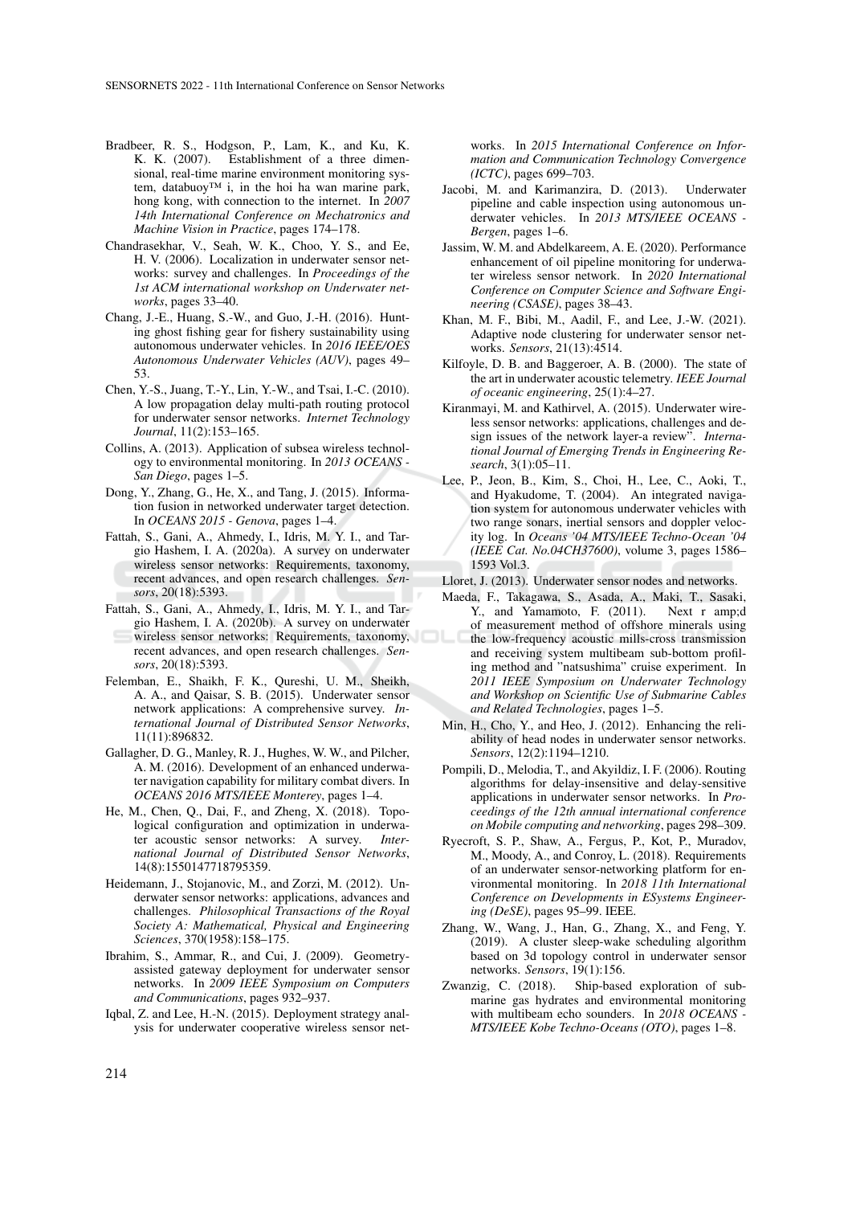Bradbeer, R. S., Hodgson, P., Lam, K., and Ku, K. K. K. (2007). Establishment of a three dimensional, real-time marine environment monitoring system, databuoy™ i, in the hoi ha wan marine park, hong kong, with connection to the internet. In *2007 14th International Conference on Mechatronics and Machine Vision in Practice*, pages 174–178.

Chandrasekhar, V., Seah, W. K., Choo, Y. S., and Ee, H. V. (2006). Localization in underwater sensor networks: survey and challenges. In *Proceedings of the 1st ACM international workshop on Underwater networks*, pages 33–40.

Chang, J.-E., Huang, S.-W., and Guo, J.-H. (2016). Hunting ghost fishing gear for fishery sustainability using autonomous underwater vehicles. In *2016 IEEE/OES Autonomous Underwater Vehicles (AUV)*, pages 49–53.

Chen, Y.-S., Juang, T.-Y., Lin, Y.-W., and Tsai, I.-C. (2010). A low propagation delay multi-path routing protocol for underwater sensor networks. *Internet Technology Journal*, 11(2):153–165.

Collins, A. (2013). Application of subsea wireless technology to environmental monitoring. In *2013 OCEANS - San Diego*, pages 1–5.

Dong, Y., Zhang, G., He, X., and Tang, J. (2015). Information fusion in networked underwater target detection. In *OCEANS 2015 - Genova*, pages 1–4.

Fattah, S., Gani, A., Ahmedy, I., Idris, M. Y. I., and Targio Hashem, I. A. (2020a). A survey on underwater wireless sensor networks: Requirements, taxonomy, recent advances, and open research challenges. *Sensors*, 20(18):5393.

Fattah, S., Gani, A., Ahmedy, I., Idris, M. Y. I., and Targio Hashem, I. A. (2020b). A survey on underwater wireless sensor networks: Requirements, taxonomy, recent advances, and open research challenges. *Sensors*, 20(18):5393.

Felemban, E., Shaikh, F. K., Qureshi, U. M., Sheikh, A. A., and Qaisar, S. B. (2015). Underwater sensor network applications: A comprehensive survey. *International Journal of Distributed Sensor Networks*, 11(11):896832.

Gallagher, D. G., Manley, R. J., Hughes, W. W., and Pilcher, A. M. (2016). Development of an enhanced underwater navigation capability for military combat divers. In *OCEANS 2016 MTS/IEEE Monterey*, pages 1–4.

He, M., Chen, Q., Dai, F., and Zheng, X. (2018). Topological configuration and optimization in underwater acoustic sensor networks: A survey. *International Journal of Distributed Sensor Networks*, 14(8):1550147718795359.

Heidemann, J., Stojanovic, M., and Zorzi, M. (2012). Underwater sensor networks: applications, advances and challenges. *Philosophical Transactions of the Royal Society A: Mathematical, Physical and Engineering Sciences*, 370(1958):158–175.

Ibrahim, S., Ammar, R., and Cui, J. (2009). Geometry-assisted gateway deployment for underwater sensor networks. In *2009 IEEE Symposium on Computers and Communications*, pages 932–937.

Iqbal, Z. and Lee, H.-N. (2015). Deployment strategy analysis for underwater cooperative wireless sensor networks. In *2015 International Conference on Information and Communication Technology Convergence (ICTC)*, pages 699–703.

Jacobi, M. and Karimanzira, D. (2013). Underwater pipeline and cable inspection using autonomous underwater vehicles. In *2013 MTS/IEEE OCEANS - Bergen*, pages 1–6.

Jassim, W. M. and Abdelkareem, A. E. (2020). Performance enhancement of oil pipeline monitoring for underwater wireless sensor network. In *2020 International Conference on Computer Science and Software Engineering (CSASE)*, pages 38–43.

Khan, M. F., Bibi, M., Aadil, F., and Lee, J.-W. (2021). Adaptive node clustering for underwater sensor networks. *Sensors*, 21(13):4514.

Kilfoyle, D. B. and Baggeroer, A. B. (2000). The state of the art in underwater acoustic telemetry. *IEEE Journal of oceanic engineering*, 25(1):4–27.

Kiranmayi, M. and Kathirvel, A. (2015). Underwater wireless sensor networks: applications, challenges and design issues of the network layer-a review". *International Journal of Emerging Trends in Engineering Research*, 3(1):05–11.

Lee, P., Jeon, B., Kim, S., Choi, H., Lee, C., Aoki, T., and Hyakudome, T. (2004). An integrated navigation system for autonomous underwater vehicles with two range sonars, inertial sensors and doppler velocity log. In *Oceans '04 MTS/IEEE Techno-Ocean '04 (IEEE Cat. No.04CH37600)*, volume 3, pages 1586–1593 Vol.3.

Lloret, J. (2013). Underwater sensor nodes and networks.

Maeda, F., Takagawa, S., Asada, A., Maki, T., Sasaki, Y., and Yamamoto, F. (2011). Next r amp;d of measurement method of offshore minerals using the low-frequency acoustic mills-cross transmission and receiving system multibeam sub-bottom profiling method and "natsushima" cruise experiment. In *2011 IEEE Symposium on Underwater Technology and Workshop on Scientific Use of Submarine Cables and Related Technologies*, pages 1–5.

Min, H., Cho, Y., and Heo, J. (2012). Enhancing the reliability of head nodes in underwater sensor networks. *Sensors*, 12(2):1194–1210.

Pompili, D., Melodia, T., and Akyildiz, I. F. (2006). Routing algorithms for delay-insensitive and delay-sensitive applications in underwater sensor networks. In *Proceedings of the 12th annual international conference on Mobile computing and networking*, pages 298–309.

Ryecroft, S. P., Shaw, A., Fergus, P., Kot, P., Muradov, M., Moody, A., and Conroy, L. (2018). Requirements of an underwater sensor-networking platform for environmental monitoring. In *2018 11th International Conference on Developments in ESystems Engineering (DeSE)*, pages 95–99. IEEE.

Zhang, W., Wang, J., Han, G., Zhang, X., and Feng, Y. (2019). A cluster sleep-wake scheduling algorithm based on 3d topology control in underwater sensor networks. *Sensors*, 19(1):156.

Zwanzig, C. (2018). Ship-based exploration of submarine gas hydrates and environmental monitoring with multibeam echo sounders. In *2018 OCEANS - MTS/IEEE Kobe Techno-Oceans (OTO)*, pages 1–8.